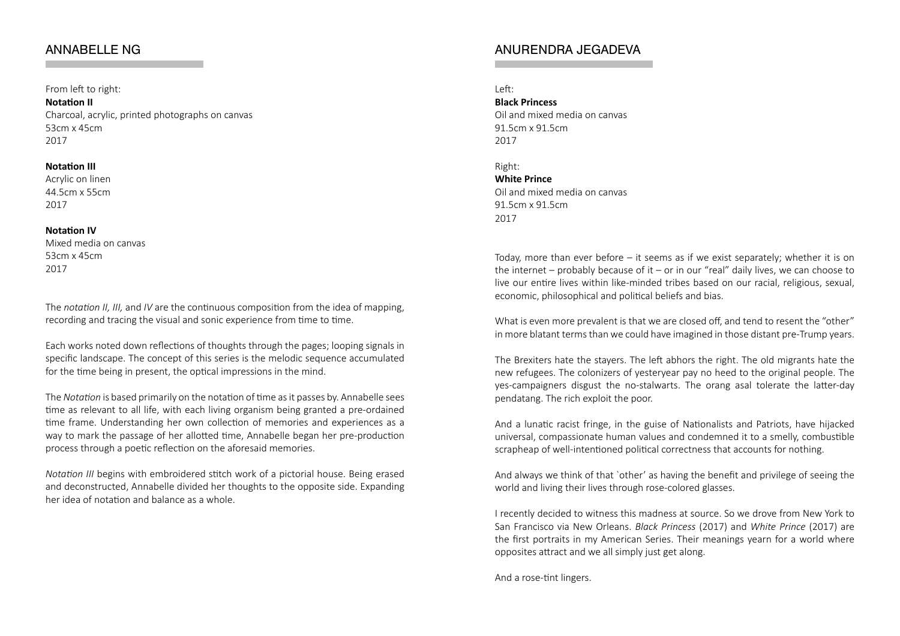## ANNABELLE NG

From left to right:
**Notation II**
Charcoal, acrylic, printed photographs on canvas
53cm x 45cm
2017

**Notation III**
Acrylic on linen
44.5cm x 55cm
2017

**Notation IV**
Mixed media on canvas
53cm x 45cm
2017

The *notation II, III,* and *IV* are the continuous composition from the idea of mapping, recording and tracing the visual and sonic experience from time to time.

Each works noted down reflections of thoughts through the pages; looping signals in specific landscape. The concept of this series is the melodic sequence accumulated for the time being in present, the optical impressions in the mind.

The *Notation* is based primarily on the notation of time as it passes by. Annabelle sees time as relevant to all life, with each living organism being granted a pre-ordained time frame. Understanding her own collection of memories and experiences as a way to mark the passage of her allotted time, Annabelle began her pre-production process through a poetic reflection on the aforesaid memories.

*Notation III* begins with embroidered stitch work of a pictorial house. Being erased and deconstructed, Annabelle divided her thoughts to the opposite side. Expanding her idea of notation and balance as a whole.

## ANURENDRA JEGADEVA

Left:
**Black Princess**
Oil and mixed media on canvas
91.5cm x 91.5cm
2017

Right:
**White Prince**
Oil and mixed media on canvas
91.5cm x 91.5cm
2017

Today, more than ever before – it seems as if we exist separately; whether it is on the internet – probably because of it – or in our "real" daily lives, we can choose to live our entire lives within like-minded tribes based on our racial, religious, sexual, economic, philosophical and political beliefs and bias.

What is even more prevalent is that we are closed off, and tend to resent the "other" in more blatant terms than we could have imagined in those distant pre-Trump years.

The Brexiters hate the stayers. The left abhors the right. The old migrants hate the new refugees. The colonizers of yesteryear pay no heed to the original people. The yes-campaigners disgust the no-stalwarts. The orang asal tolerate the latter-day pendatang. The rich exploit the poor.

And a lunatic racist fringe, in the guise of Nationalists and Patriots, have hijacked universal, compassionate human values and condemned it to a smelly, combustible scrapheap of well-intentioned political correctness that accounts for nothing.

And always we think of that `other' as having the benefit and privilege of seeing the world and living their lives through rose-colored glasses.

I recently decided to witness this madness at source. So we drove from New York to San Francisco via New Orleans. *Black Princess* (2017) and *White Prince* (2017) are the first portraits in my American Series. Their meanings yearn for a world where opposites attract and we all simply just get along.

And a rose-tint lingers.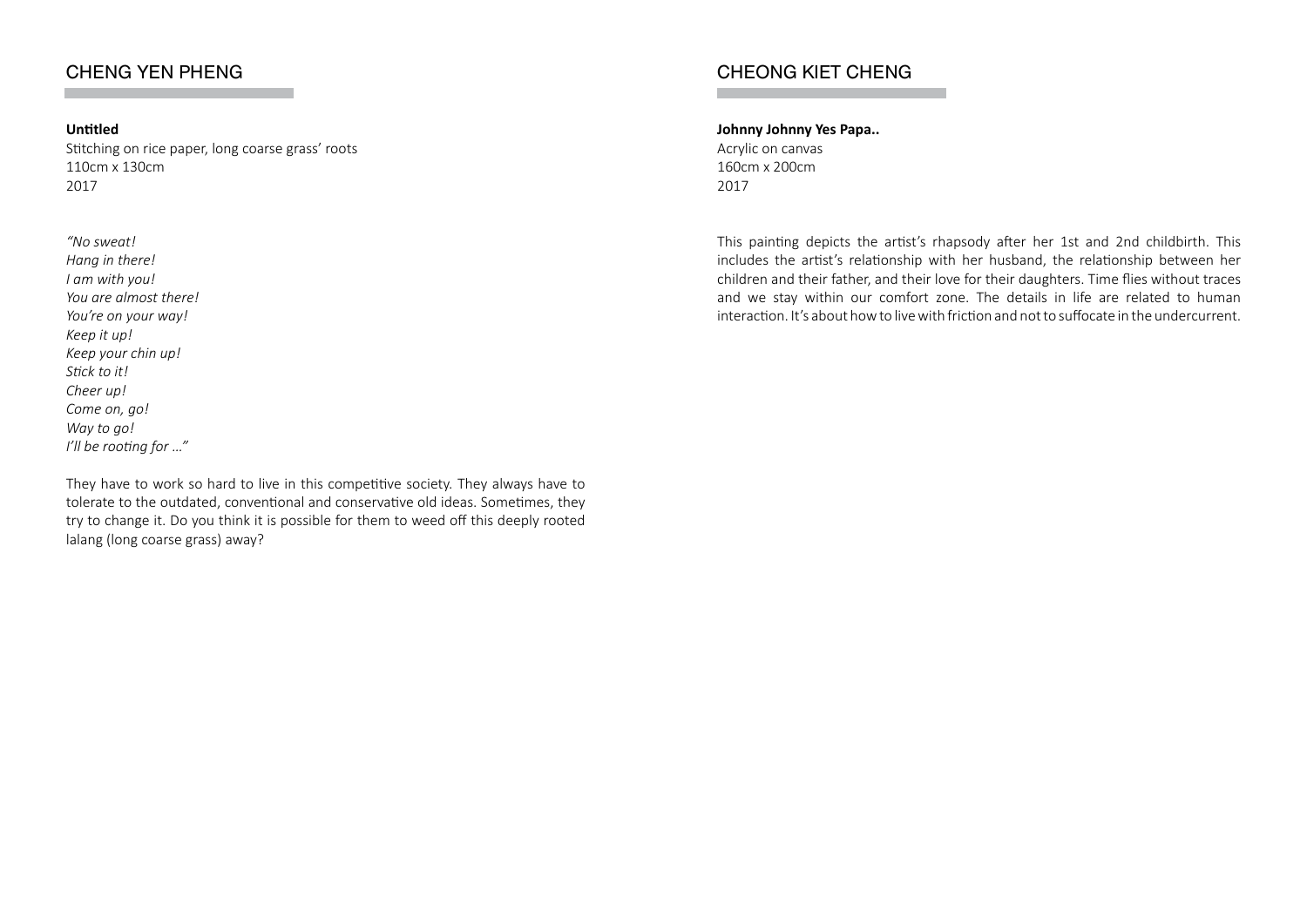## CHENG YEN PHENG

**Untitled**
Stitching on rice paper, long coarse grass' roots
110cm x 130cm
2017

*"No sweat!*
*Hang in there!*
*I am with you!*
*You are almost there!*
*You're on your way!*
*Keep it up!*
*Keep your chin up!*
*Stick to it!*
*Cheer up!*
*Come on, go!*
*Way to go!*
*I'll be rooting for ..."*

They have to work so hard to live in this competitive society. They always have to tolerate to the outdated, conventional and conservative old ideas. Sometimes, they try to change it. Do you think it is possible for them to weed off this deeply rooted lalang (long coarse grass) away?

## CHEONG KIET CHENG

**Johnny Johnny Yes Papa..**
Acrylic on canvas
160cm x 200cm
2017

This painting depicts the artist's rhapsody after her 1st and 2nd childbirth. This includes the artist's relationship with her husband, the relationship between her children and their father, and their love for their daughters. Time flies without traces and we stay within our comfort zone. The details in life are related to human interaction. It's about how to live with friction and not to suffocate in the undercurrent.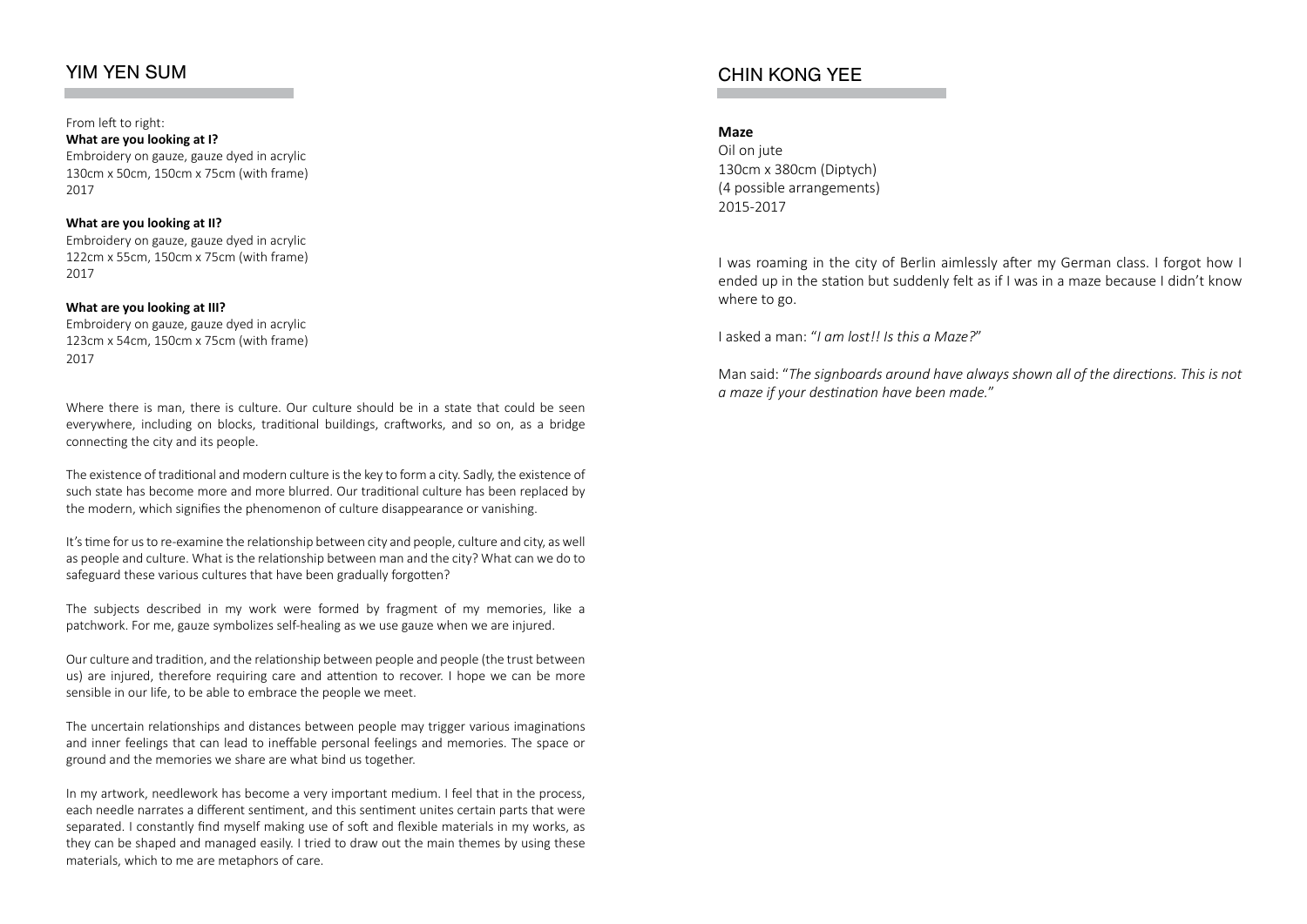## YIM YEN SUM

From left to right:

**What are you looking at I?**
Embroidery on gauze, gauze dyed in acrylic
130cm x 50cm, 150cm x 75cm (with frame)
2017

**What are you looking at II?**
Embroidery on gauze, gauze dyed in acrylic
122cm x 55cm, 150cm x 75cm (with frame)
2017

**What are you looking at III?**
Embroidery on gauze, gauze dyed in acrylic
123cm x 54cm, 150cm x 75cm (with frame)
2017

Where there is man, there is culture. Our culture should be in a state that could be seen everywhere, including on blocks, traditional buildings, craftworks, and so on, as a bridge connecting the city and its people.

The existence of traditional and modern culture is the key to form a city. Sadly, the existence of such state has become more and more blurred. Our traditional culture has been replaced by the modern, which signifies the phenomenon of culture disappearance or vanishing.

It's time for us to re-examine the relationship between city and people, culture and city, as well as people and culture. What is the relationship between man and the city? What can we do to safeguard these various cultures that have been gradually forgotten?

The subjects described in my work were formed by fragment of my memories, like a patchwork. For me, gauze symbolizes self-healing as we use gauze when we are injured.

Our culture and tradition, and the relationship between people and people (the trust between us) are injured, therefore requiring care and attention to recover. I hope we can be more sensible in our life, to be able to embrace the people we meet.

The uncertain relationships and distances between people may trigger various imaginations and inner feelings that can lead to ineffable personal feelings and memories. The space or ground and the memories we share are what bind us together.

In my artwork, needlework has become a very important medium. I feel that in the process, each needle narrates a different sentiment, and this sentiment unites certain parts that were separated. I constantly find myself making use of soft and flexible materials in my works, as they can be shaped and managed easily. I tried to draw out the main themes by using these materials, which to me are metaphors of care.

## CHIN KONG YEE

**Maze**
Oil on jute
130cm x 380cm (Diptych)
(4 possible arrangements)
2015-2017

I was roaming in the city of Berlin aimlessly after my German class. I forgot how I ended up in the station but suddenly felt as if I was in a maze because I didn't know where to go.

I asked a man: "*I am lost!! Is this a Maze?*"

Man said: "*The signboards around have always shown all of the directions. This is not a maze if your destination have been made.*"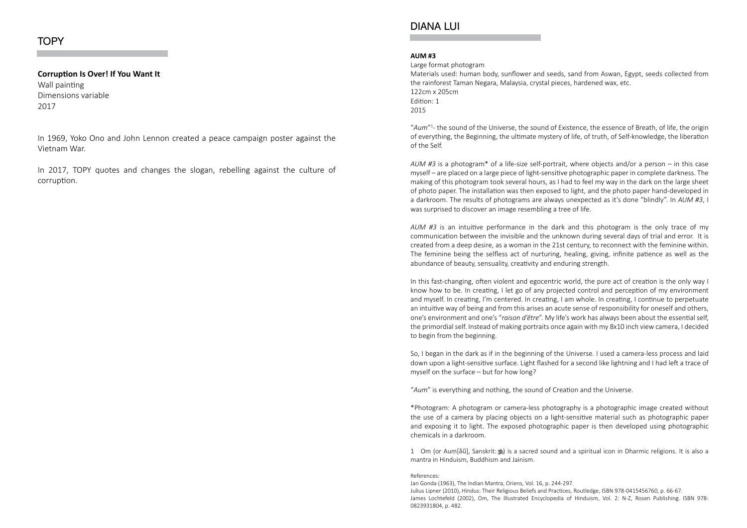## TOPY

**Corruption Is Over! If You Want It**
Wall painting
Dimensions variable
2017

In 1969, Yoko Ono and John Lennon created a peace campaign poster against the Vietnam War.

In 2017, TOPY quotes and changes the slogan, rebelling against the culture of corruption.

## DIANA LUI

**AUM #3**
Large format photogram
Materials used: human body, sunflower and seeds, sand from Aswan, Egypt, seeds collected from the rainforest Taman Negara, Malaysia, crystal pieces, hardened wax, etc.
122cm x 205cm
Edition: 1
2015

"*Aum*"[1]- the sound of the Universe, the sound of Existence, the essence of Breath, of life, the origin of everything, the Beginning, the ultimate mystery of life, of truth, of Self-knowledge, the liberation of the Self.

*AUM #3* is a photogram* of a life-size self-portrait, where objects and/or a person – in this case myself – are placed on a large piece of light-sensitive photographic paper in complete darkness. The making of this photogram took several hours, as I had to feel my way in the dark on the large sheet of photo paper. The installation was then exposed to light, and the photo paper hand-developed in a darkroom. The results of photograms are always unexpected as it's done "blindly". In *AUM #3*, I was surprised to discover an image resembling a tree of life.

*AUM #3* is an intuitive performance in the dark and this photogram is the only trace of my communication between the invisible and the unknown during several days of trial and error. It is created from a deep desire, as a woman in the 21st century, to reconnect with the feminine within. The feminine being the selfless act of nurturing, healing, giving, infinite patience as well as the abundance of beauty, sensuality, creativity and enduring strength.

In this fast-changing, often violent and egocentric world, the pure act of creation is the only way I know how to be. In creating, I let go of any projected control and perception of my environment and myself. In creating, I'm centered. In creating, I am whole. In creating, I continue to perpetuate an intuitive way of being and from this arises an acute sense of responsibility for oneself and others, one's environment and one's "*raison d'être*". My life's work has always been about the essential self, the primordial self. Instead of making portraits once again with my 8x10 inch view camera, I decided to begin from the beginning.

So, I began in the dark as if in the beginning of the Universe. I used a camera-less process and laid down upon a light-sensitive surface. Light flashed for a second like lightning and I had left a trace of myself on the surface – but for how long?

"*Aum*" is everything and nothing, the sound of Creation and the Universe.

*Photogram: A photogram or camera-less photography is a photographic image created without the use of a camera by placing objects on a light-sensitive material such as photographic paper and exposing it to light. The exposed photographic paper is then developed using photographic chemicals in a darkroom.

1 Om (or Auṃ[ə̃ũ], Sanskrit: ॐ) is a sacred sound and a spiritual icon in Dharmic religions. It is also a mantra in Hinduism, Buddhism and Jainism.

References:
Jan Gonda (1963), The Indian Mantra, Oriens, Vol. 16, p. 244-297.
Julius Lipner (2010), Hindus: Their Religious Beliefs and Practices, Routledge, ISBN 978-0415456760, p. 66-67.
James Lochtefeld (2002), Om, The Illustrated Encyclopedia of Hinduism, Vol. 2: N-Z, Rosen Publishing. ISBN 978-0823931804, p. 482.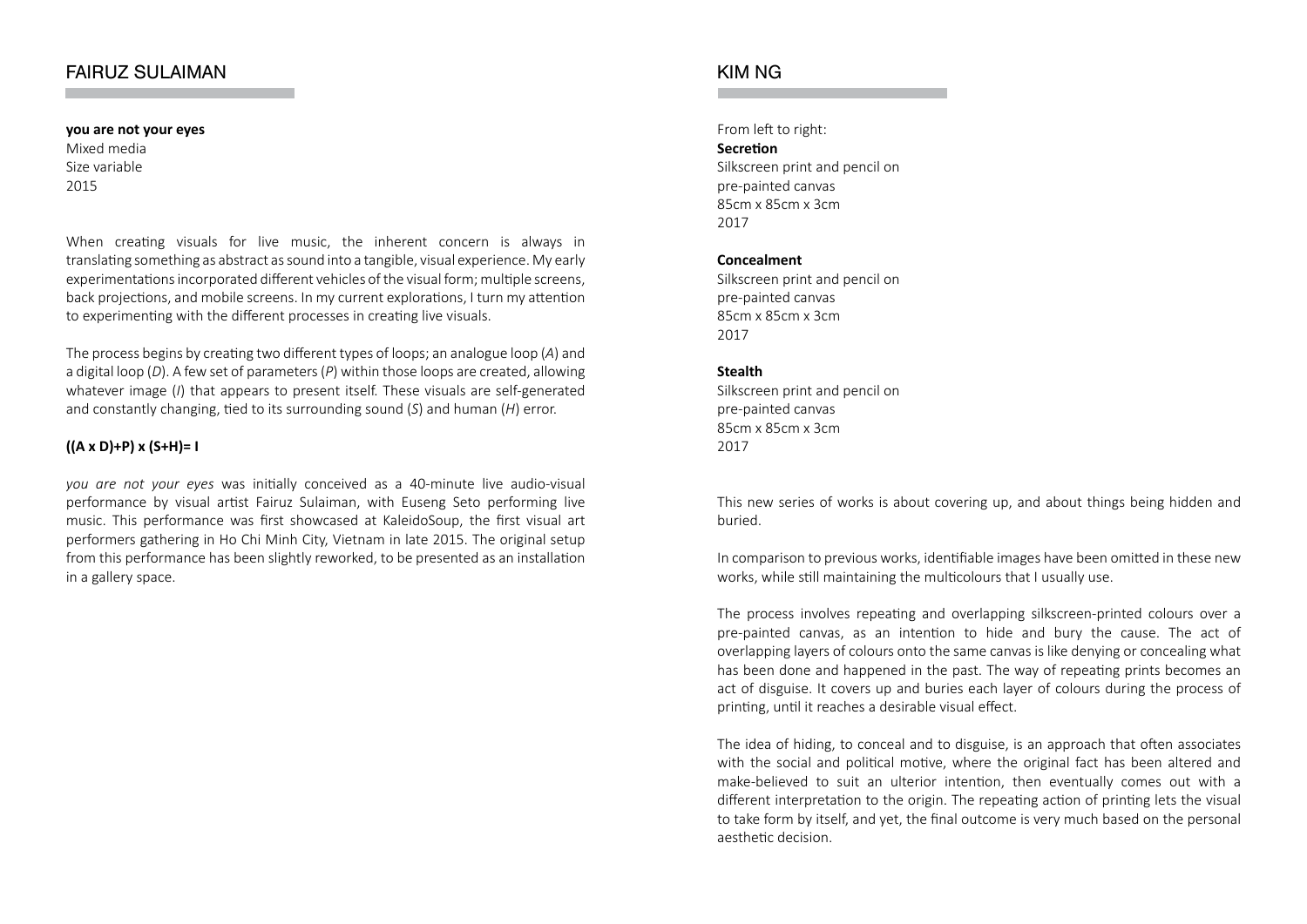## FAIRUZ SULAIMAN

**you are not your eyes**
Mixed media
Size variable
2015

When creating visuals for live music, the inherent concern is always in translating something as abstract as sound into a tangible, visual experience. My early experimentations incorporated different vehicles of the visual form; multiple screens, back projections, and mobile screens. In my current explorations, I turn my attention to experimenting with the different processes in creating live visuals.

The process begins by creating two different types of loops; an analogue loop (*A*) and a digital loop (*D*). A few set of parameters (*P*) within those loops are created, allowing whatever image (*I*) that appears to present itself. These visuals are self-generated and constantly changing, tied to its surrounding sound (*S*) and human (*H*) error.

**((A x D)+P) x (S+H)= I**

*you are not your eyes* was initially conceived as a 40-minute live audio-visual performance by visual artist Fairuz Sulaiman, with Euseng Seto performing live music. This performance was first showcased at KaleidoSoup, the first visual art performers gathering in Ho Chi Minh City, Vietnam in late 2015. The original setup from this performance has been slightly reworked, to be presented as an installation in a gallery space.

## KIM NG

From left to right:
**Secretion**
Silkscreen print and pencil on
pre-painted canvas
85cm x 85cm x 3cm
2017

**Concealment**
Silkscreen print and pencil on
pre-painted canvas
85cm x 85cm x 3cm
2017

**Stealth**
Silkscreen print and pencil on
pre-painted canvas
85cm x 85cm x 3cm
2017

This new series of works is about covering up, and about things being hidden and buried.

In comparison to previous works, identifiable images have been omitted in these new works, while still maintaining the multicolours that I usually use.

The process involves repeating and overlapping silkscreen-printed colours over a pre-painted canvas, as an intention to hide and bury the cause. The act of overlapping layers of colours onto the same canvas is like denying or concealing what has been done and happened in the past. The way of repeating prints becomes an act of disguise. It covers up and buries each layer of colours during the process of printing, until it reaches a desirable visual effect.

The idea of hiding, to conceal and to disguise, is an approach that often associates with the social and political motive, where the original fact has been altered and make-believed to suit an ulterior intention, then eventually comes out with a different interpretation to the origin. The repeating action of printing lets the visual to take form by itself, and yet, the final outcome is very much based on the personal aesthetic decision.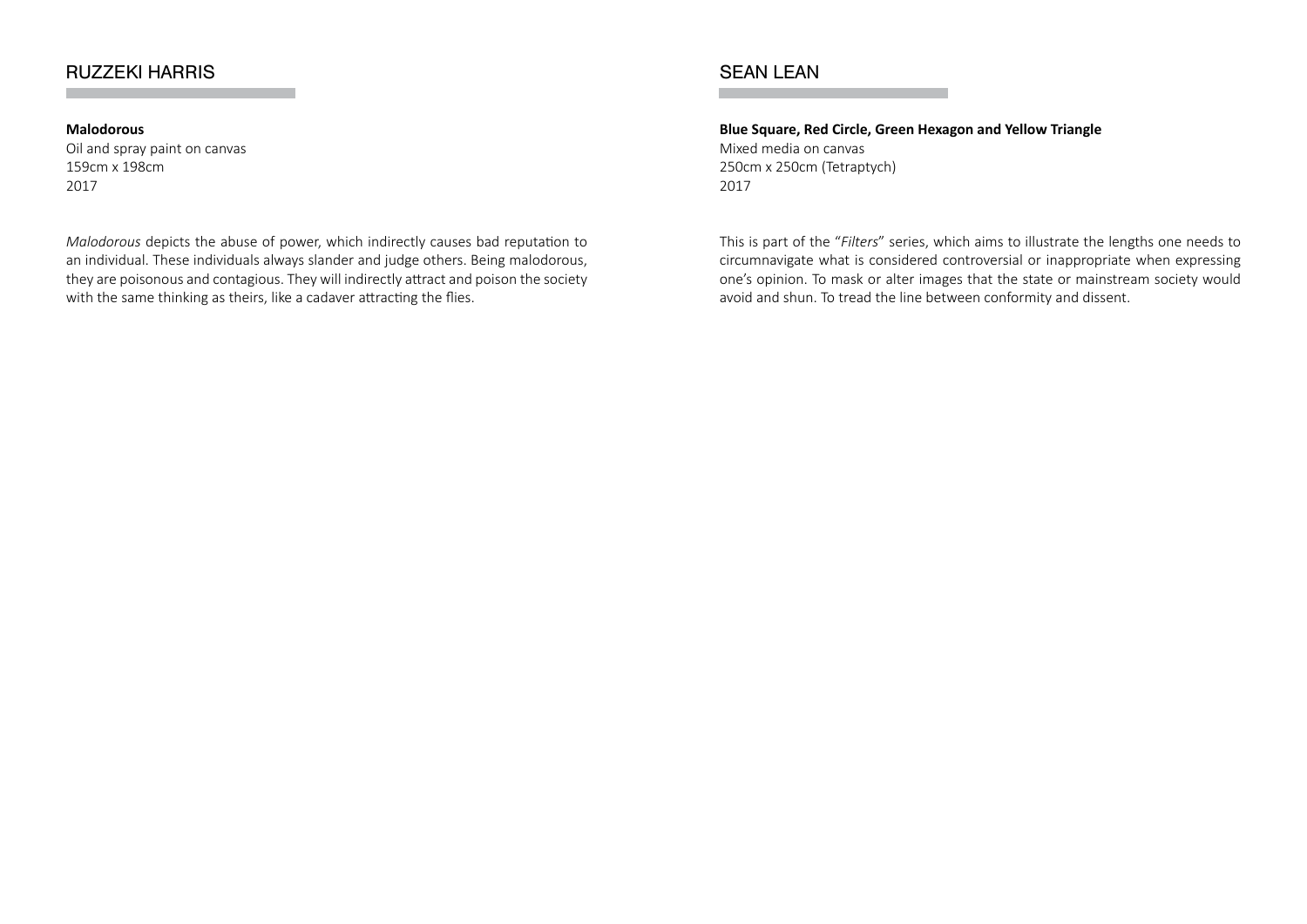## RUZZEKI HARRIS

**Malodorous**
Oil and spray paint on canvas
159cm x 198cm
2017

*Malodorous* depicts the abuse of power, which indirectly causes bad reputation to an individual. These individuals always slander and judge others. Being malodorous, they are poisonous and contagious. They will indirectly attract and poison the society with the same thinking as theirs, like a cadaver attracting the flies.

## SEAN LEAN

**Blue Square, Red Circle, Green Hexagon and Yellow Triangle**
Mixed media on canvas
250cm x 250cm (Tetraptych)
2017

This is part of the "*Filters*" series, which aims to illustrate the lengths one needs to circumnavigate what is considered controversial or inappropriate when expressing one's opinion. To mask or alter images that the state or mainstream society would avoid and shun. To tread the line between conformity and dissent.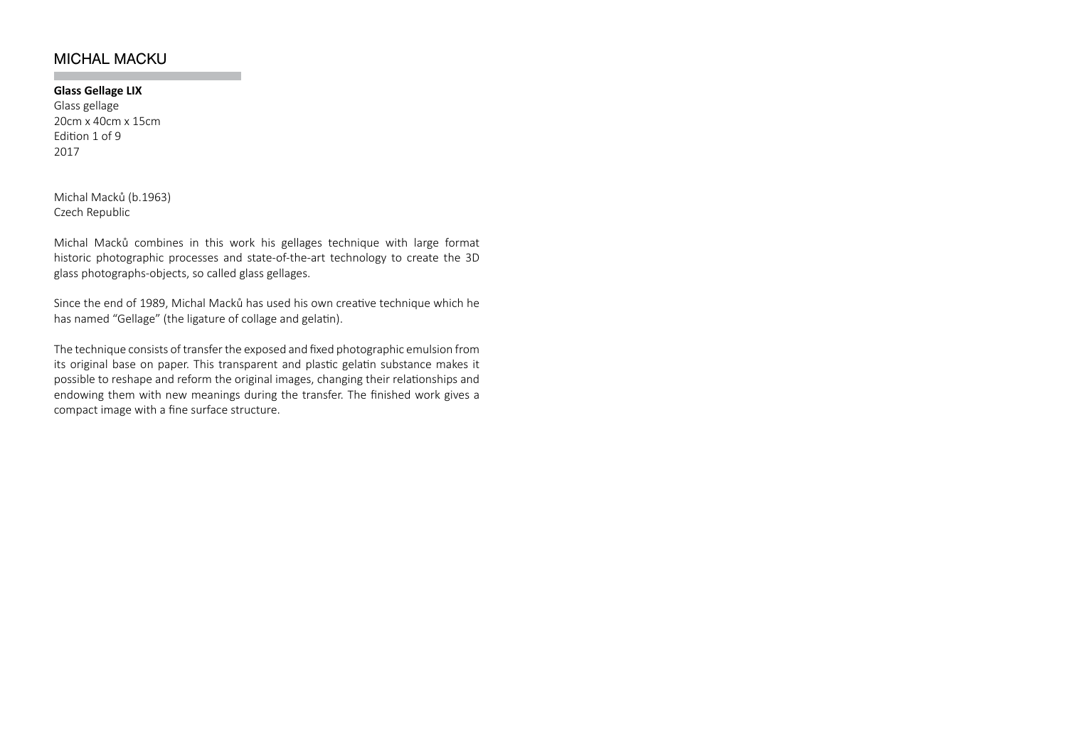# MICHAL MACKU

**Glass Gellage LIX**
Glass gellage
20cm x 40cm x 15cm
Edition 1 of 9
2017

Michal Macků (b.1963)
Czech Republic

Michal Macků combines in this work his gellages technique with large format historic photographic processes and state-of-the-art technology to create the 3D glass photographs-objects, so called glass gellages.

Since the end of 1989, Michal Macků has used his own creative technique which he has named “Gellage” (the ligature of collage and gelatin).

The technique consists of transfer the exposed and fixed photographic emulsion from its original base on paper. This transparent and plastic gelatin substance makes it possible to reshape and reform the original images, changing their relationships and endowing them with new meanings during the transfer. The finished work gives a compact image with a fine surface structure.